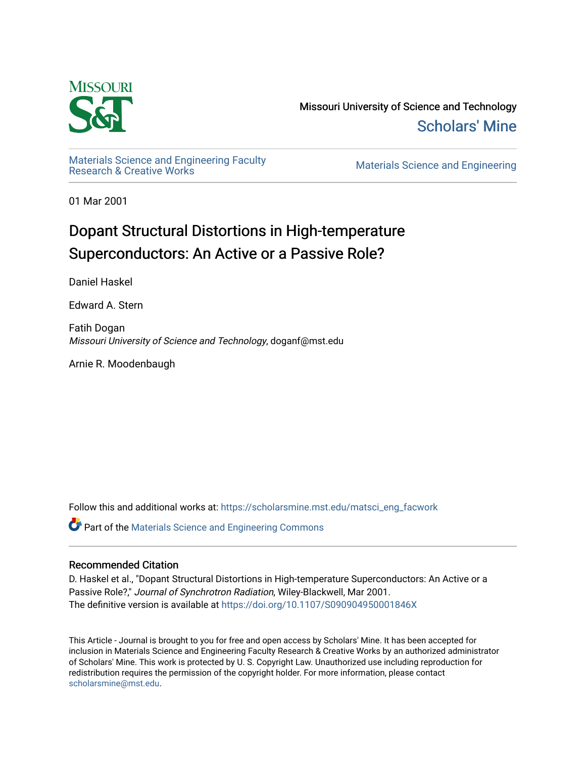Missouri University of Science and Technology

Scholars' Mine

Materials Science and Engineering Faculty Research & Creative Works

Materials Science and Engineering

01 Mar 2001

# Dopant Structural Distortions in High-temperature Superconductors: An Active or a Passive Role?

Daniel Haskel

Edward A. Stern

Fatih Dogan
*Missouri University of Science and Technology*, doganf@mst.edu

Arnie R. Moodenbaugh

Follow this and additional works at: https://scholarsmine.mst.edu/matsci_eng_facwork

Part of the Materials Science and Engineering Commons

## Recommended Citation

D. Haskel et al., "Dopant Structural Distortions in High-temperature Superconductors: An Active or a Passive Role?," *Journal of Synchrotron Radiation*, Wiley-Blackwell, Mar 2001.
The definitive version is available at https://doi.org/10.1107/S090904950001846X

This Article - Journal is brought to you for free and open access by Scholars' Mine. It has been accepted for inclusion in Materials Science and Engineering Faculty Research & Creative Works by an authorized administrator of Scholars' Mine. This work is protected by U. S. Copyright Law. Unauthorized use including reproduction for redistribution requires the permission of the copyright holder. For more information, please contact scholarsmine@mst.edu.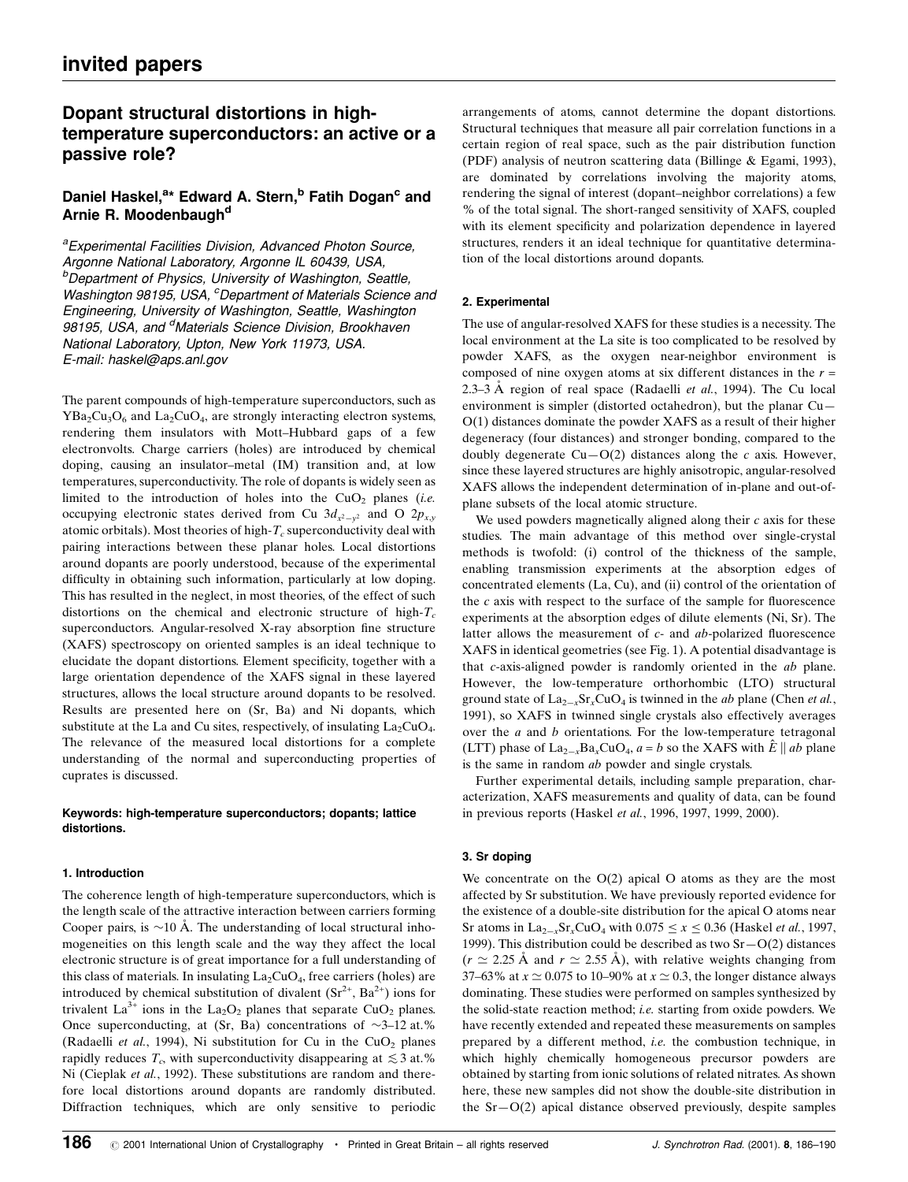# Dopant structural distortions in high-temperature superconductors: an active or a passive role?

**Daniel Haskel,[a]* Edward A. Stern,[b] Fatih Dogan[c] and Arnie R. Moodenbaugh[d]**

[a]Experimental Facilities Division, Advanced Photon Source, Argonne National Laboratory, Argonne IL 60439, USA, [b]Department of Physics, University of Washington, Seattle, Washington 98195, USA, [c]Department of Materials Science and Engineering, University of Washington, Seattle, Washington 98195, USA, and [d]Materials Science Division, Brookhaven National Laboratory, Upton, New York 11973, USA. E-mail: haskel@aps.anl.gov

The parent compounds of high-temperature superconductors, such as $YBa_2Cu_3O_6$ and $La_2CuO_4$, are strongly interacting electron systems, rendering them insulators with Mott–Hubbard gaps of a few electronvolts. Charge carriers (holes) are introduced by chemical doping, causing an insulator–metal (IM) transition and, at low temperatures, superconductivity. The role of dopants is widely seen as limited to the introduction of holes into the $CuO_2$ planes (*i.e.* occupying electronic states derived from Cu $3d_{x^2-y^2}$ and O $2p_{x,y}$ atomic orbitals). Most theories of high-$T_c$ superconductivity deal with pairing interactions between these planar holes. Local distortions around dopants are poorly understood, because of the experimental difficulty in obtaining such information, particularly at low doping. This has resulted in the neglect, in most theories, of the effect of such distortions on the chemical and electronic structure of high-$T_c$ superconductors. Angular-resolved X-ray absorption fine structure (XAFS) spectroscopy on oriented samples is an ideal technique to elucidate the dopant distortions. Element specificity, together with a large orientation dependence of the XAFS signal in these layered structures, allows the local structure around dopants to be resolved. Results are presented here on (Sr, Ba) and Ni dopants, which substitute at the La and Cu sites, respectively, of insulating $La_2CuO_4$. The relevance of the measured local distortions for a complete understanding of the normal and superconducting properties of cuprates is discussed.

**Keywords: high-temperature superconductors; dopants; lattice distortions.**

## 1. Introduction

The coherence length of high-temperature superconductors, which is the length scale of the attractive interaction between carriers forming Cooper pairs, is ~10 Å. The understanding of local structural inhomogeneities on this length scale and the way they affect the local electronic structure is of great importance for a full understanding of this class of materials. In insulating $La_2CuO_4$, free carriers (holes) are introduced by chemical substitution of divalent ($Sr^{2+}$, $Ba^{2+}$) ions for trivalent $La^{3+}$ ions in the $La_2O_2$ planes that separate $CuO_2$ planes. Once superconducting, at (Sr, Ba) concentrations of ~3–12 at.% (Radaelli *et al.*, 1994), Ni substitution for Cu in the $CuO_2$ planes rapidly reduces $T_c$, with superconductivity disappearing at $\lesssim 3$ at.% Ni (Cieplak *et al.*, 1992). These substitutions are random and therefore local distortions around dopants are randomly distributed. Diffraction techniques, which are only sensitive to periodic arrangements of atoms, cannot determine the dopant distortions. Structural techniques that measure all pair correlation functions in a certain region of real space, such as the pair distribution function (PDF) analysis of neutron scattering data (Billinge & Egami, 1993), are dominated by correlations involving the majority atoms, rendering the signal of interest (dopant–neighbor correlations) a few % of the total signal. The short-ranged sensitivity of XAFS, coupled with its element specificity and polarization dependence in layered structures, renders it an ideal technique for quantitative determination of the local distortions around dopants.

## 2. Experimental

The use of angular-resolved XAFS for these studies is a necessity. The local environment at the La site is too complicated to be resolved by powder XAFS, as the oxygen near-neighbor environment is composed of nine oxygen atoms at six different distances in the $r$ = 2.3–3 Å region of real space (Radaelli *et al.*, 1994). The Cu local environment is simpler (distorted octahedron), but the planar Cu—O(1) distances dominate the powder XAFS as a result of their higher degeneracy (four distances) and stronger bonding, compared to the doubly degenerate Cu—O(2) distances along the $c$ axis. However, since these layered structures are highly anisotropic, angular-resolved XAFS allows the independent determination of in-plane and out-of-plane subsets of the local atomic structure.

We used powders magnetically aligned along their $c$ axis for these studies. The main advantage of this method over single-crystal methods is twofold: (i) control of the thickness of the sample, enabling transmission experiments at the absorption edges of concentrated elements (La, Cu), and (ii) control of the orientation of the $c$ axis with respect to the surface of the sample for fluorescence experiments at the absorption edges of dilute elements (Ni, Sr). The latter allows the measurement of $c$- and $ab$-polarized fluorescence XAFS in identical geometries (see Fig. 1). A potential disadvantage is that $c$-axis-aligned powder is randomly oriented in the $ab$ plane. However, the low-temperature orthorhombic (LTO) structural ground state of $La_{2-x}Sr_xCuO_4$ is twinned in the $ab$ plane (Chen *et al.*, 1991), so XAFS in twinned single crystals also effectively averages over the $a$ and $b$ orientations. For the low-temperature tetragonal (LTT) phase of $La_{2-x}Ba_xCuO_4$, $a = b$ so the XAFS with $\hat{E} \parallel ab$ plane is the same in random $ab$ powder and single crystals.

Further experimental details, including sample preparation, characterization, XAFS measurements and quality of data, can be found in previous reports (Haskel *et al.*, 1996, 1997, 1999, 2000).

## 3. Sr doping

We concentrate on the O(2) apical O atoms as they are the most affected by Sr substitution. We have previously reported evidence for the existence of a double-site distribution for the apical O atoms near Sr atoms in $La_{2-x}Sr_xCuO_4$ with $0.075 \leq x \leq 0.36$ (Haskel *et al.*, 1997, 1999). This distribution could be described as two Sr—O(2) distances ($r \simeq 2.25$ Å and $r \simeq 2.55$ Å), with relative weights changing from 37–63% at $x \simeq 0.075$ to 10–90% at $x \simeq 0.3$, the longer distance always dominating. These studies were performed on samples synthesized by the solid-state reaction method; *i.e.* starting from oxide powders. We have recently extended and repeated these measurements on samples prepared by a different method, *i.e.* the combustion technique, in which highly chemically homogeneous precursor powders are obtained by starting from ionic solutions of related nitrates. As shown here, these new samples did not show the double-site distribution in the Sr—O(2) apical distance observed previously, despite samples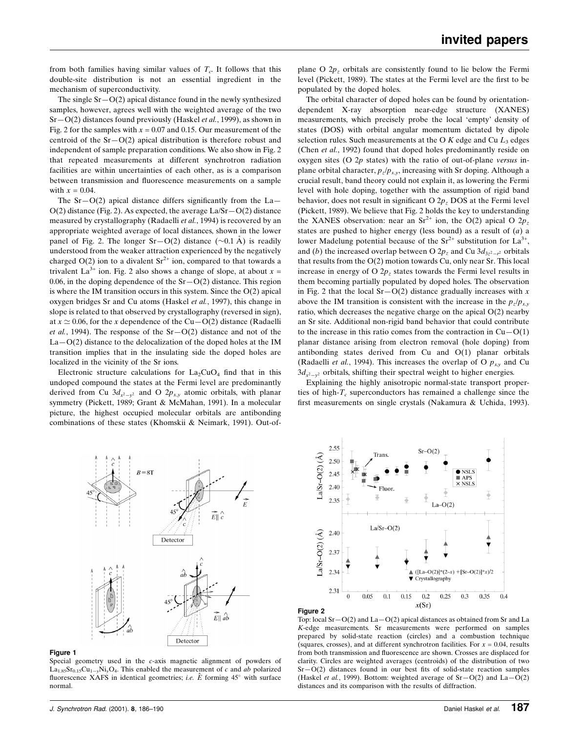from both families having similar values of $T_c$. It follows that this double-site distribution is not an essential ingredient in the mechanism of superconductivity.

The single Sr—O(2) apical distance found in the newly synthesized samples, however, agrees well with the weighted average of the two Sr—O(2) distances found previously (Haskel *et al.*, 1999), as shown in Fig. 2 for the samples with $x = 0.07$ and 0.15. Our measurement of the centroid of the Sr—O(2) apical distribution is therefore robust and independent of sample preparation conditions. We also show in Fig. 2 that repeated measurements at different synchrotron radiation facilities are within uncertainties of each other, as is a comparison between transmission and fluorescence measurements on a sample with $x = 0.04$.

The Sr—O(2) apical distance differs significantly from the La—O(2) distance (Fig. 2). As expected, the average La/Sr—O(2) distance measured by crystallography (Radaelli *et al.*, 1994) is recovered by an appropriate weighted average of local distances, shown in the lower panel of Fig. 2. The longer Sr—O(2) distance (~0.1 Å) is readily understood from the weaker attraction experienced by the negatively charged O(2) ion to a divalent $Sr^{2+}$ ion, compared to that towards a trivalent $La^{3+}$ ion. Fig. 2 also shows a change of slope, at about $x = 0.06$, in the doping dependence of the Sr—O(2) distance. This region is where the IM transition occurs in this system. Since the O(2) apical oxygen bridges Sr and Cu atoms (Haskel *et al.*, 1997), this change in slope is related to that observed by crystallography (reversed in sign), at $x \simeq 0.06$, for the $x$ dependence of the Cu—O(2) distance (Radaelli *et al.*, 1994). The response of the Sr—O(2) distance and not of the La—O(2) distance to the delocalization of the doped holes at the IM transition implies that in the insulating side the doped holes are localized in the vicinity of the Sr ions.

Electronic structure calculations for $La_2CuO_4$ find that in this undoped compound the states at the Fermi level are predominantly derived from Cu $3d_{x^2-y^2}$ and O $2p_{x,y}$ atomic orbitals, with planar symmetry (Pickett, 1989; Grant & McMahan, 1991). In a molecular picture, the highest occupied molecular orbitals are antibonding combinations of these states (Khomskii & Neimark, 1991). Out-of-plane O $2p_z$ orbitals are consistently found to lie below the Fermi level (Pickett, 1989). The states at the Fermi level are the first to be populated by the doped holes.

The orbital character of doped holes can be found by orientation-dependent X-ray absorption near-edge structure (XANES) measurements, which precisely probe the local 'empty' density of states (DOS) with orbital angular momentum dictated by dipole selection rules. Such measurements at the O $K$ edge and Cu $L_3$ edges (Chen *et al.*, 1992) found that doped holes predominantly reside on oxygen sites (O 2$p$ states) with the ratio of out-of-plane *versus* in-plane orbital character, $p_z/p_{x,y}$, increasing with Sr doping. Although a crucial result, band theory could not explain it, as lowering the Fermi level with hole doping, together with the assumption of rigid band behavior, does not result in significant O $2p_z$ DOS at the Fermi level (Pickett, 1989). We believe that Fig. 2 holds the key to understanding the XANES observation: near an $Sr^{2+}$ ion, the O(2) apical O $2p_z$ states are pushed to higher energy (less bound) as a result of ($a$) a lower Madelung potential because of the $Sr^{2+}$ substitution for $La^{3+}$, and ($b$) the increased overlap between O $2p_z$ and Cu $3d_{3z^2-r^2}$ orbitals that results from the O(2) motion towards Cu, only near Sr. This local increase in energy of O $2p_z$ states towards the Fermi level results in them becoming partially populated by doped holes. The observation in Fig. 2 that the local Sr—O(2) distance gradually increases with $x$ above the IM transition is consistent with the increase in the $p_z/p_{x,y}$ ratio, which decreases the negative charge on the apical O(2) nearby an Sr site. Additional non-rigid band behavior that could contribute to the increase in this ratio comes from the contraction in Cu—O(1) planar distance arising from electron removal (hole doping) from antibonding states derived from Cu and O(1) planar orbitals (Radaelli *et al.*, 1994). This increases the overlap of O $p_{x,y}$ and Cu $3d_{x^2-y^2}$ orbitals, shifting their spectral weight to higher energies.

Explaining the highly anisotropic normal-state transport properties of high-$T_c$ superconductors has remained a challenge since the first measurements on single crystals (Nakamura & Uchida, 1993).

**Figure 1**

Special geometry used in the $c$-axis magnetic alignment of powders of $La_{1.85}Sr_{0.15}Cu_{1-y}Ni_yO_4$. This enabled the measurement of $c$ and $ab$ polarized fluorescence XAFS in identical geometries; *i.e.* $\hat{E}$ forming 45° with surface normal.

**Figure 2**

Top: local Sr—O(2) and La—O(2) apical distances as obtained from Sr and La $K$-edge measurements. Sr measurements were performed on samples prepared by solid-state reaction (circles) and a combustion technique (squares, crosses), and at different synchrotron facilities. For $x = 0.04$, results from both transmission and fluorescence are shown. Crosses are displaced for clarity. Circles are weighted averages (centroids) of the distribution of two Sr—O(2) distances found in our best fits of solid-state reaction samples (Haskel *et al.*, 1999). Bottom: weighted average of Sr—O(2) and La—O(2) distances and its comparison with the results of diffraction.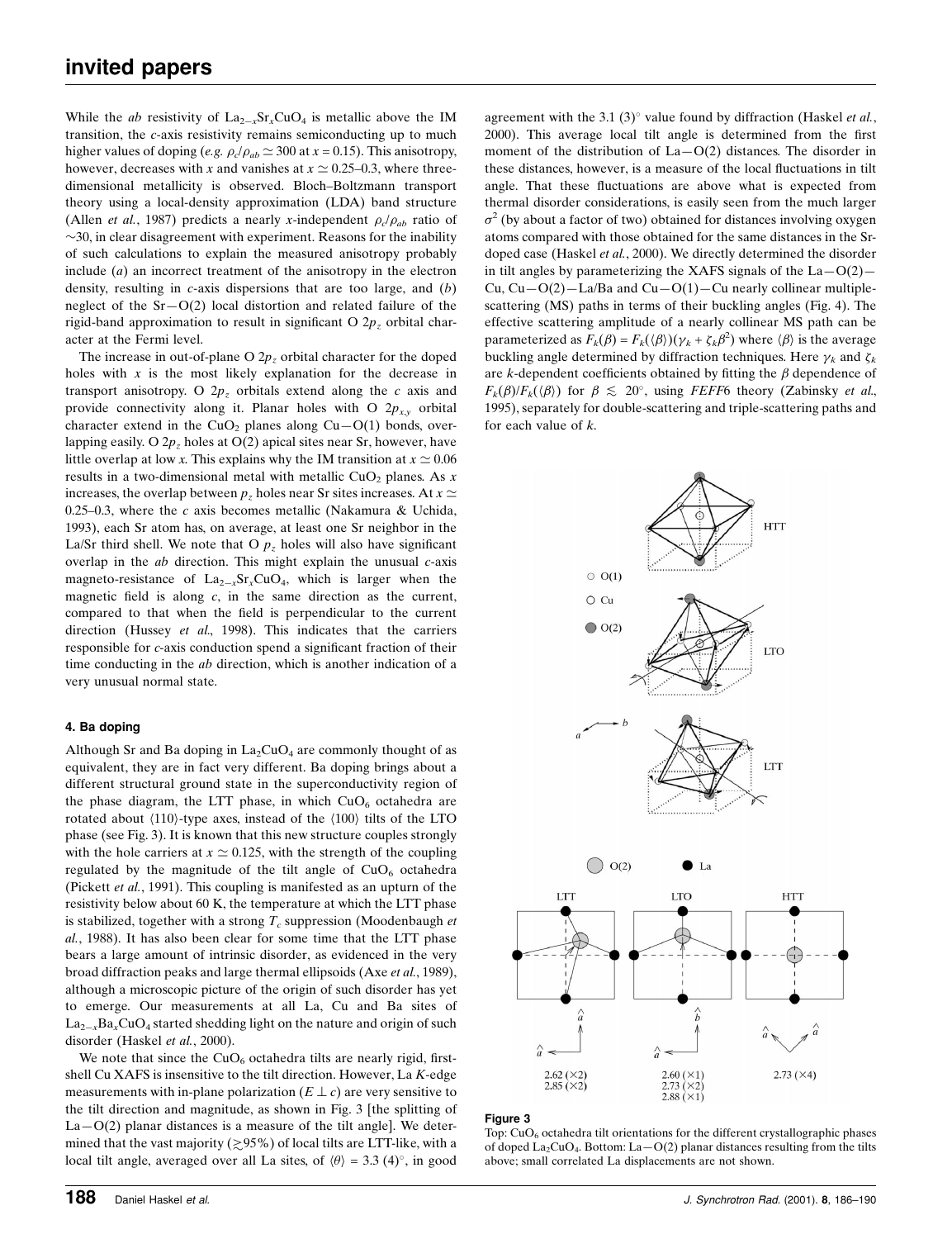While the *ab* resistivity of $La_{2-x}Sr_xCuO_4$ is metallic above the IM transition, the *c*-axis resistivity remains semiconducting up to much higher values of doping (*e.g.* $\rho_c/\rho_{ab} \simeq 300$ at $x = 0.15$). This anisotropy, however, decreases with $x$ and vanishes at $x \simeq 0.25$–0.3, where three-dimensional metallicity is observed. Bloch–Boltzmann transport theory using a local-density approximation (LDA) band structure (Allen *et al.*, 1987) predicts a nearly $x$-independent $\rho_c/\rho_{ab}$ ratio of $\sim$30, in clear disagreement with experiment. Reasons for the inability of such calculations to explain the measured anisotropy probably include (*a*) an incorrect treatment of the anisotropy in the electron density, resulting in *c*-axis dispersions that are too large, and (*b*) neglect of the Sr—O(2) local distortion and related failure of the rigid-band approximation to result in significant O $2p_z$ orbital character at the Fermi level.

The increase in out-of-plane O $2p_z$ orbital character for the doped holes with $x$ is the most likely explanation for the decrease in transport anisotropy. O $2p_z$ orbitals extend along the *c* axis and provide connectivity along it. Planar holes with O $2p_{x,y}$ orbital character extend in the $CuO_2$ planes along Cu—O(1) bonds, overlapping easily. O $2p_z$ holes at O(2) apical sites near Sr, however, have little overlap at low $x$. This explains why the IM transition at $x \simeq 0.06$ results in a two-dimensional metal with metallic $CuO_2$ planes. As $x$ increases, the overlap between $p_z$ holes near Sr sites increases. At $x \simeq 0.25$–0.3, where the *c* axis becomes metallic (Nakamura & Uchida, 1993), each Sr atom has, on average, at least one Sr neighbor in the La/Sr third shell. We note that O $p_z$ holes will also have significant overlap in the *ab* direction. This might explain the unusual *c*-axis magneto-resistance of $La_{2-x}Sr_xCuO_4$, which is larger when the magnetic field is along *c*, in the same direction as the current, compared to that when the field is perpendicular to the current direction (Hussey *et al.*, 1998). This indicates that the carriers responsible for *c*-axis conduction spend a significant fraction of their time conducting in the *ab* direction, which is another indication of a very unusual normal state.

#### 4. Ba doping

Although Sr and Ba doping in $La_2CuO_4$ are commonly thought of as equivalent, they are in fact very different. Ba doping brings about a different structural ground state in the superconductivity region of the phase diagram, the LTT phase, in which $CuO_6$ octahedra are rotated about $\langle 110 \rangle$-type axes, instead of the $\langle 100 \rangle$ tilts of the LTO phase (see Fig. 3). It is known that this new structure couples strongly with the hole carriers at $x \simeq 0.125$, with the strength of the coupling regulated by the magnitude of the tilt angle of $CuO_6$ octahedra (Pickett *et al.*, 1991). This coupling is manifested as an upturn of the resistivity below about 60 K, the temperature at which the LTT phase is stabilized, together with a strong $T_c$ suppression (Moodenbaugh *et al.*, 1988). It has also been clear for some time that the LTT phase bears a large amount of intrinsic disorder, as evidenced in the very broad diffraction peaks and large thermal ellipsoids (Axe *et al.*, 1989), although a microscopic picture of the origin of such disorder has yet to emerge. Our measurements at all La, Cu and Ba sites of $La_{2-x}Ba_xCuO_4$ started shedding light on the nature and origin of such disorder (Haskel *et al.*, 2000).

We note that since the $CuO_6$ octahedra tilts are nearly rigid, first-shell Cu XAFS is insensitive to the tilt direction. However, La *K*-edge measurements with in-plane polarization ($E \perp c$) are very sensitive to the tilt direction and magnitude, as shown in Fig. 3 [the splitting of La—O(2) planar distances is a measure of the tilt angle]. We determined that the vast majority ($\gtrsim$95%) of local tilts are LTT-like, with a local tilt angle, averaged over all La sites, of $\langle \theta \rangle = 3.3\ (4)^\circ$, in good agreement with the 3.1 (3)$^\circ$ value found by diffraction (Haskel *et al.*, 2000). This average local tilt angle is determined from the first moment of the distribution of La—O(2) distances. The disorder in these distances, however, is a measure of the local fluctuations in tilt angle. That these fluctuations are above what is expected from thermal disorder considerations, is easily seen from the much larger $\sigma^2$ (by about a factor of two) obtained for distances involving oxygen atoms compared with those obtained for the same distances in the Sr-doped case (Haskel *et al.*, 2000). We directly determined the disorder in tilt angles by parameterizing the XAFS signals of the La—O(2)—Cu, Cu—O(2)—La/Ba and Cu—O(1)—Cu nearly collinear multiple-scattering (MS) paths in terms of their buckling angles (Fig. 4). The effective scattering amplitude of a nearly collinear MS path can be parameterized as $F_k(\beta) = F_k(\langle \beta \rangle)(\gamma_k + \zeta_k \beta^2)$ where $\langle \beta \rangle$ is the average buckling angle determined by diffraction techniques. Here $\gamma_k$ and $\zeta_k$ are $k$-dependent coefficients obtained by fitting the $\beta$ dependence of $F_k(\beta)/F_k(\langle \beta \rangle)$ for $\beta \lesssim 20^\circ$, using *FEFF*6 theory (Zabinsky *et al.*, 1995), separately for double-scattering and triple-scattering paths and for each value of $k$.

**Figure 3**
Top: $CuO_6$ octahedra tilt orientations for the different crystallographic phases of doped $La_2CuO_4$. Bottom: La—O(2) planar distances resulting from the tilts above; small correlated La displacements are not shown.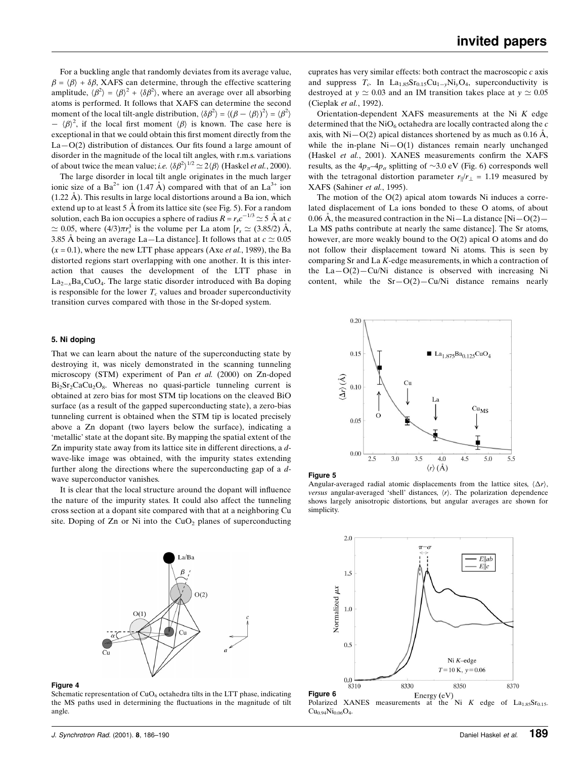For a buckling angle that randomly deviates from its average value, $\beta = \langle\beta\rangle + \delta\beta$, XAFS can determine, through the effective scattering amplitude, $\langle\beta^2\rangle = \langle\beta\rangle^2 + \langle\delta\beta^2\rangle$, where an average over all absorbing atoms is performed. It follows that XAFS can determine the second moment of the local tilt-angle distribution, $\langle\delta\beta^2\rangle = \langle(\beta - \langle\beta\rangle)^2\rangle = \langle\beta^2\rangle - \langle\beta\rangle^2$, if the local first moment $\langle\beta\rangle$ is known. The case here is exceptional in that we could obtain this first moment directly from the La—O(2) distribution of distances. Our fits found a large amount of disorder in the magnitude of the local tilt angles, with r.m.s. variations of about twice the mean value; *i.e.* $\langle\delta\beta^2\rangle^{1/2} \simeq 2\langle\beta\rangle$ (Haskel *et al.*, 2000).

The large disorder in local tilt angle originates in the much larger ionic size of a $Ba^{2+}$ ion (1.47 Å) compared with that of an $La^{3+}$ ion (1.22 Å). This results in large local distortions around a Ba ion, which extend up to at least 5 Å from its lattice site (see Fig. 5). For a random solution, each Ba ion occupies a sphere of radius $R = r_s c^{-1/3} \simeq 5$ Å at $c \simeq 0.05$, where $(4/3)\pi r_s^3$ is the volume per La atom [$r_s \simeq (3.85/2)$ Å, 3.85 Å being an average La—La distance]. It follows that at $c \simeq 0.05$ ($x = 0.1$), where the new LTT phase appears (Axe *et al.*, 1989), the Ba distorted regions start overlapping with one another. It is this interaction that causes the development of the LTT phase in $La_{2-x}Ba_xCuO_4$. The large static disorder introduced with Ba doping is responsible for the lower $T_c$ values and broader superconductivity transition curves compared with those in the Sr-doped system.

## 5. Ni doping

That we can learn about the nature of the superconducting state by destroying it, was nicely demonstrated in the scanning tunneling microscopy (STM) experiment of Pan *et al.* (2000) on Zn-doped $Bi_2Sr_2CaCu_2O_8$. Whereas no quasi-particle tunneling current is obtained at zero bias for most STM tip locations on the cleaved BiO surface (as a result of the gapped superconducting state), a zero-bias tunneling current is obtained when the STM tip is located precisely above a Zn dopant (two layers below the surface), indicating a 'metallic' state at the dopant site. By mapping the spatial extent of the Zn impurity state away from its lattice site in different directions, a *d*-wave-like image was obtained, with the impurity states extending further along the directions where the superconducting gap of a *d*-wave superconductor vanishes.

It is clear that the local structure around the dopant will influence the nature of the impurity states. It could also affect the tunneling cross section at a dopant site compared with that at a neighboring Cu site. Doping of Zn or Ni into the $CuO_2$ planes of superconducting cuprates has very similar effects: both contract the macroscopic *c* axis and suppress $T_c$. In $La_{1.85}Sr_{0.15}Cu_{1-y}Ni_yO_4$, superconductivity is destroyed at $y \simeq 0.03$ and an IM transition takes place at $y \simeq 0.05$ (Cieplak *et al.*, 1992).

Orientation-dependent XAFS measurements at the Ni *K* edge determined that the $NiO_6$ octahedra are locally contracted along the *c* axis, with Ni—O(2) apical distances shortened by as much as 0.16 Å, while the in-plane Ni—O(1) distances remain nearly unchanged (Haskel *et al.*, 2001). XANES measurements confirm the XAFS results, as the $4p_\pi$–$4p_\sigma$ splitting of ~3.0 eV (Fig. 6) corresponds well with the tetragonal distortion parameter $r_\parallel/r_\perp = 1.19$ measured by XAFS (Sahiner *et al.*, 1995).

The motion of the O(2) apical atom towards Ni induces a correlated displacement of La ions bonded to these O atoms, of about 0.06 Å, the measured contraction in the Ni—La distance [Ni—O(2)—La MS paths contribute at nearly the same distance]. The Sr atoms, however, are more weakly bound to the O(2) apical O atoms and do not follow their displacement toward Ni atoms. This is seen by comparing Sr and La *K*-edge measurements, in which a contraction of the La—O(2)—Cu/Ni distance is observed with increasing Ni content, while the Sr—O(2)—Cu/Ni distance remains nearly

**Figure 4**
Schematic representation of $CuO_6$ octahedra tilts in the LTT phase, indicating the MS paths used in determining the fluctuations in the magnitude of tilt angle.

**Figure 5**
Angular-averaged radial atomic displacements from the lattice sites, $\langle\Delta r\rangle$, *versus* angular-averaged 'shell' distances, $\langle r\rangle$. The polarization dependence shows largely anisotropic distortions, but angular averages are shown for simplicity.

**Figure 6**
Polarized XANES measurements at the Ni *K* edge of $La_{1.85}Sr_{0.15}Cu_{0.94}Ni_{0.06}O_4$.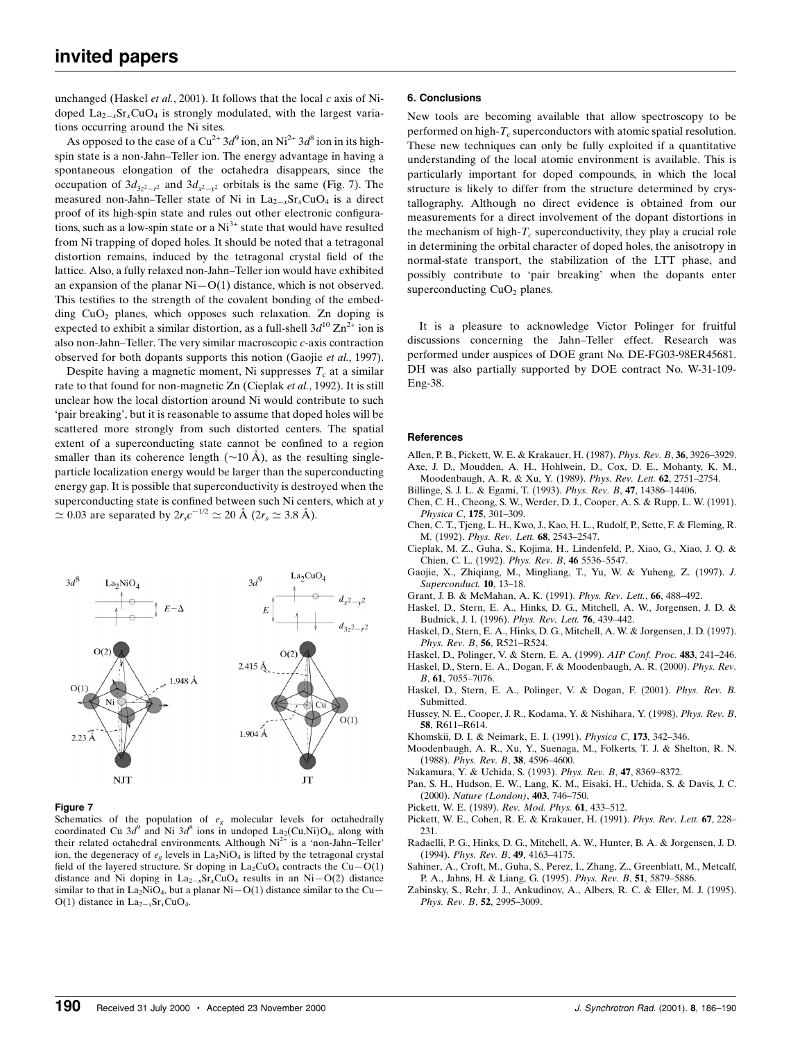unchanged (Haskel *et al.*, 2001). It follows that the local *c* axis of Ni-doped $La_{2-x}Sr_xCuO_4$ is strongly modulated, with the largest variations occurring around the Ni sites.

As opposed to the case of a $Cu^{2+}$ $3d^9$ ion, an $Ni^{2+}$ $3d^8$ ion in its high-spin state is a non-Jahn–Teller ion. The energy advantage in having a spontaneous elongation of the octahedra disappears, since the occupation of $3d_{3z^2-r^2}$ and $3d_{x^2-y^2}$ orbitals is the same (Fig. 7). The measured non-Jahn–Teller state of Ni in $La_{2-x}Sr_xCuO_4$ is a direct proof of its high-spin state and rules out other electronic configurations, such as a low-spin state or a $Ni^{3+}$ state that would have resulted from Ni trapping of doped holes. It should be noted that a tetragonal distortion remains, induced by the tetragonal crystal field of the lattice. Also, a fully relaxed non-Jahn–Teller ion would have exhibited an expansion of the planar Ni—O(1) distance, which is not observed. This testifies to the strength of the covalent bonding of the embedding $CuO_2$ planes, which opposes such relaxation. Zn doping is expected to exhibit a similar distortion, as a full-shell $3d^{10}$ $Zn^{2+}$ ion is also non-Jahn–Teller. The very similar macroscopic *c*-axis contraction observed for both dopants supports this notion (Gaojie *et al.*, 1997).

Despite having a magnetic moment, Ni suppresses $T_c$ at a similar rate to that found for non-magnetic Zn (Cieplak *et al.*, 1992). It is still unclear how the local distortion around Ni would contribute to such 'pair breaking', but it is reasonable to assume that doped holes will be scattered more strongly from such distorted centers. The spatial extent of a superconducting state cannot be confined to a region smaller than its coherence length (~10 Å), as the resulting single-particle localization energy would be larger than the superconducting energy gap. It is possible that superconductivity is destroyed when the superconducting state is confined between such Ni centers, which at *y* $\simeq$ 0.03 are separated by $2r_sc^{-1/2} \simeq 20$ Å ($2r_s \simeq 3.8$ Å).

$3d^8$ $La_2NiO_4$ $E-\Delta$
$3d^9$ $La_2CuO_4$ $E$ $d_{x^2-y^2}$ $d_{3z^2-r^2}$
O(2) O(1) Ni 1.948 Å 2.23 Å NJT
O(2) 2.415 Å Cu O(1) 1.904 Å JT

**Figure 7**
Schematics of the population of $e_g$ molecular levels for octahedrally coordinated Cu $3d^9$ and Ni $3d^8$ ions in undoped $La_2(Cu,Ni)O_4$, along with their related octahedral environments. Although $Ni^{2+}$ is a 'non-Jahn–Teller' ion, the degeneracy of $e_g$ levels in $La_2NiO_4$ is lifted by the tetragonal crystal field of the layered structure. Sr doping in $La_2CuO_4$ contracts the Cu—O(1) distance and Ni doping in $La_{2-x}Sr_xCuO_4$ results in an Ni—O(2) distance similar to that in $La_2NiO_4$, but a planar Ni—O(1) distance similar to the Cu—O(1) distance in $La_{2-x}Sr_xCuO_4$.

## 6. Conclusions

New tools are becoming available that allow spectroscopy to be performed on high-$T_c$ superconductors with atomic spatial resolution. These new techniques can only be fully exploited if a quantitative understanding of the local atomic environment is available. This is particularly important for doped compounds, in which the local structure is likely to differ from the structure determined by crystallography. Although no direct evidence is obtained from our measurements for a direct involvement of the dopant distortions in the mechanism of high-$T_c$ superconductivity, they play a crucial role in determining the orbital character of doped holes, the anisotropy in normal-state transport, the stabilization of the LTT phase, and possibly contribute to 'pair breaking' when the dopants enter superconducting $CuO_2$ planes.

It is a pleasure to acknowledge Victor Polinger for fruitful discussions concerning the Jahn–Teller effect. Research was performed under auspices of DOE grant No. DE-FG03-98ER45681. DH was also partially supported by DOE contract No. W-31-109-Eng-38.

## References

Allen, P. B., Pickett, W. E. & Krakauer, H. (1987). *Phys. Rev. B*, **36**, 3926–3929.
Axe, J. D., Moudden, A. H., Hohlwein, D., Cox, D. E., Mohanty, K. M., Moodenbaugh, A. R. & Xu, Y. (1989). *Phys. Rev. Lett.* **62**, 2751–2754.
Billinge, S. J. L. & Egami, T. (1993). *Phys. Rev. B*, **47**, 14386–14406.
Chen, C. H., Cheong, S. W., Werder, D. J., Cooper, A. S. & Rupp, L. W. (1991). *Physica C*, **175**, 301–309.
Chen, C. T., Tjeng, L. H., Kwo, J., Kao, H. L., Rudolf, P., Sette, F. & Fleming, R. M. (1992). *Phys. Rev. Lett.* **68**, 2543–2547.
Cieplak, M. Z., Guha, S., Kojima, H., Lindenfeld, P., Xiao, G., Xiao, J. Q. & Chien, C. L. (1992). *Phys. Rev. B*, **46** 5536–5547.
Gaojie, X., Zhiqiang, M., Mingliang, T., Yu, W. & Yuheng, Z. (1997). *J. Superconduct.* **10**, 13–18.
Grant, J. B. & McMahan, A. K. (1991). *Phys. Rev. Lett.*, **66**, 488–492.
Haskel, D., Stern, E. A., Hinks, D. G., Mitchell, A. W., Jorgensen, J. D. & Budnick, J. I. (1996). *Phys. Rev. Lett.* **76**, 439–442.
Haskel, D., Stern, E. A., Hinks, D. G., Mitchell, A. W. & Jorgensen, J. D. (1997). *Phys. Rev. B*, **56**, R521–R524.
Haskel, D., Polinger, V. & Stern, E. A. (1999). *AIP Conf. Proc.* **483**, 241–246.
Haskel, D., Stern, E. A., Dogan, F. & Moodenbaugh, A. R. (2000). *Phys. Rev. B*, **61**, 7055–7076.
Haskel, D., Stern, E. A., Polinger, V. & Dogan, F. (2001). *Phys. Rev. B*. Submitted.
Hussey, N. E., Cooper, J. R., Kodama, Y. & Nishihara, Y. (1998). *Phys. Rev. B*, **58**, R611–R614.
Khomskii, D. I. & Neimark, E. I. (1991). *Physica C*, **173**, 342–346.
Moodenbaugh, A. R., Xu, Y., Suenaga, M., Folkerts, T. J. & Shelton, R. N. (1988). *Phys. Rev. B*, **38**, 4596–4600.
Nakamura, Y. & Uchida, S. (1993). *Phys. Rev. B*, **47**, 8369–8372.
Pan, S. H., Hudson, E. W., Lang, K. M., Eisaki, H., Uchida, S. & Davis, J. C. (2000). *Nature (London)*, **403**, 746–750.
Pickett, W. E. (1989). *Rev. Mod. Phys.* **61**, 433–512.
Pickett, W. E., Cohen, R. E. & Krakauer, H. (1991). *Phys. Rev. Lett.* **67**, 228–231.
Radaelli, P. G., Hinks, D. G., Mitchell, A. W., Hunter, B. A. & Jorgensen, J. D. (1994). *Phys. Rev. B*, **49**, 4163–4175.
Sahiner, A., Croft, M., Guha, S., Perez, I., Zhang, Z., Greenblatt, M., Metcalf, P. A., Jahns, H. & Liang, G. (1995). *Phys. Rev. B*, **51**, 5879–5886.
Zabinsky, S., Rehr, J. J., Ankudinov, A., Albers, R. C. & Eller, M. J. (1995). *Phys. Rev. B*, **52**, 2995–3009.

Received 31 July 2000 • Accepted 23 November 2000